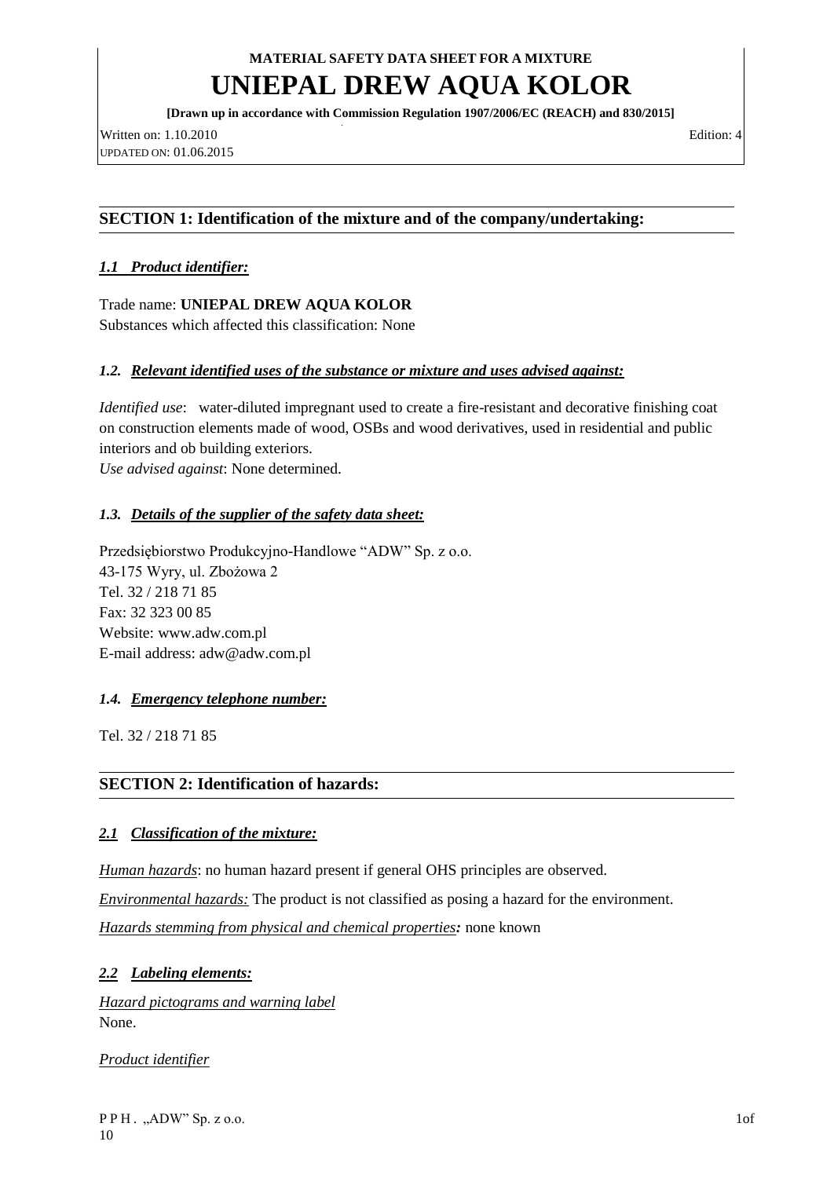**MATERIAL SAFETY DATA SHEET FOR A MIXTURE**

# UNIEPAL DREW AQUA KOLOR

**[Drawn up in accordance with Commission Regulation 1907/2006/EC (REACH) and 830/2015]**

Written on: 1.10.2010 Edition: 4
UPDATED ON: 01.06.2015

## SECTION 1: Identification of the mixture and of the company/undertaking:

### *1.1 Product identifier:*

Trade name: **UNIEPAL DREW AQUA KOLOR**
Substances which affected this classification: None

### *1.2. Relevant identified uses of the substance or mixture and uses advised against:*

*Identified use*: water-diluted impregnant used to create a fire-resistant and decorative finishing coat on construction elements made of wood, OSBs and wood derivatives, used in residential and public interiors and ob building exteriors.
*Use advised against*: None determined.

### *1.3. Details of the supplier of the safety data sheet:*

Przedsiębiorstwo Produkcyjno-Handlowe "ADW" Sp. z o.o.
43-175 Wyry, ul. Zbożowa 2
Tel. 32 / 218 71 85
Fax: 32 323 00 85
Website: www.adw.com.pl
E-mail address: adw@adw.com.pl

### *1.4. Emergency telephone number:*

Tel. 32 / 218 71 85

## SECTION 2: Identification of hazards:

### *2.1 Classification of the mixture:*

*Human hazards*: no human hazard present if general OHS principles are observed.

*Environmental hazards:* The product is not classified as posing a hazard for the environment.

*Hazards stemming from physical and chemical properties:* none known

### *2.2 Labeling elements:*

*Hazard pictograms and warning label*
None.

*Product identifier*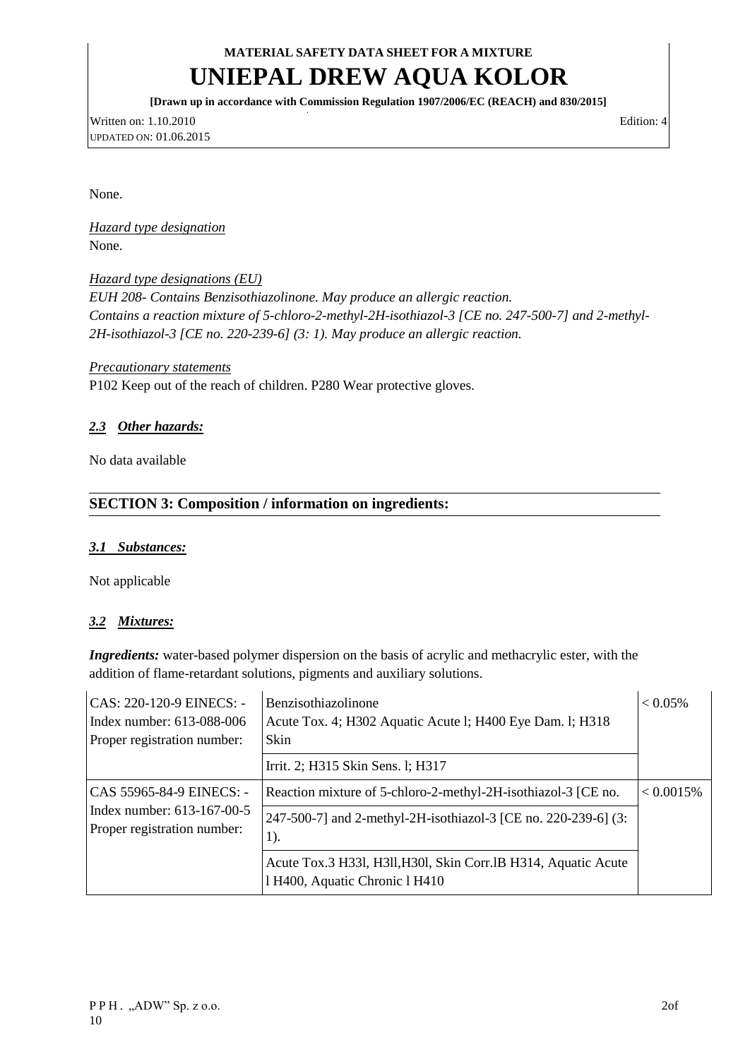None.

*Hazard type designation*
None.

*Hazard type designations (EU)*
*EUH 208- Contains Benzisothiazolinone. May produce an allergic reaction.*
*Contains a reaction mixture of 5-chloro-2-methyl-2H-isothiazol-3 [CE no. 247-500-7] and 2-methyl-2H-isothiazol-3 [CE no. 220-239-6] (3: 1). May produce an allergic reaction.*

*Precautionary statements*
P102 Keep out of the reach of children. P280 Wear protective gloves.

### *2.3 Other hazards:*

No data available

## SECTION 3: Composition / information on ingredients:

### *3.1 Substances:*

Not applicable

### *3.2 Mixtures:*

***Ingredients:*** water-based polymer dispersion on the basis of acrylic and methacrylic ester, with the addition of flame-retardant solutions, pigments and auxiliary solutions.

| | | |
|---|---|---|
| CAS: 220-120-9 EINECS: - Index number: 613-088-006 Proper registration number: | Benzisothiazolinone Acute Tox. 4; H302 Aquatic Acute l; H400 Eye Dam. l; H318 Skin Irrit. 2; H315 Skin Sens. l; H317 | < 0.05% |
| CAS 55965-84-9 EINECS: - Index number: 613-167-00-5 Proper registration number: | Reaction mixture of 5-chloro-2-methyl-2H-isothiazol-3 [CE no. 247-500-7] and 2-methyl-2H-isothiazol-3 [CE no. 220-239-6] (3: 1). Acute Tox.3 H33l, H3ll,H30l, Skin Corr.lB H314, Aquatic Acute l H400, Aquatic Chronic l H410 | < 0.0015% |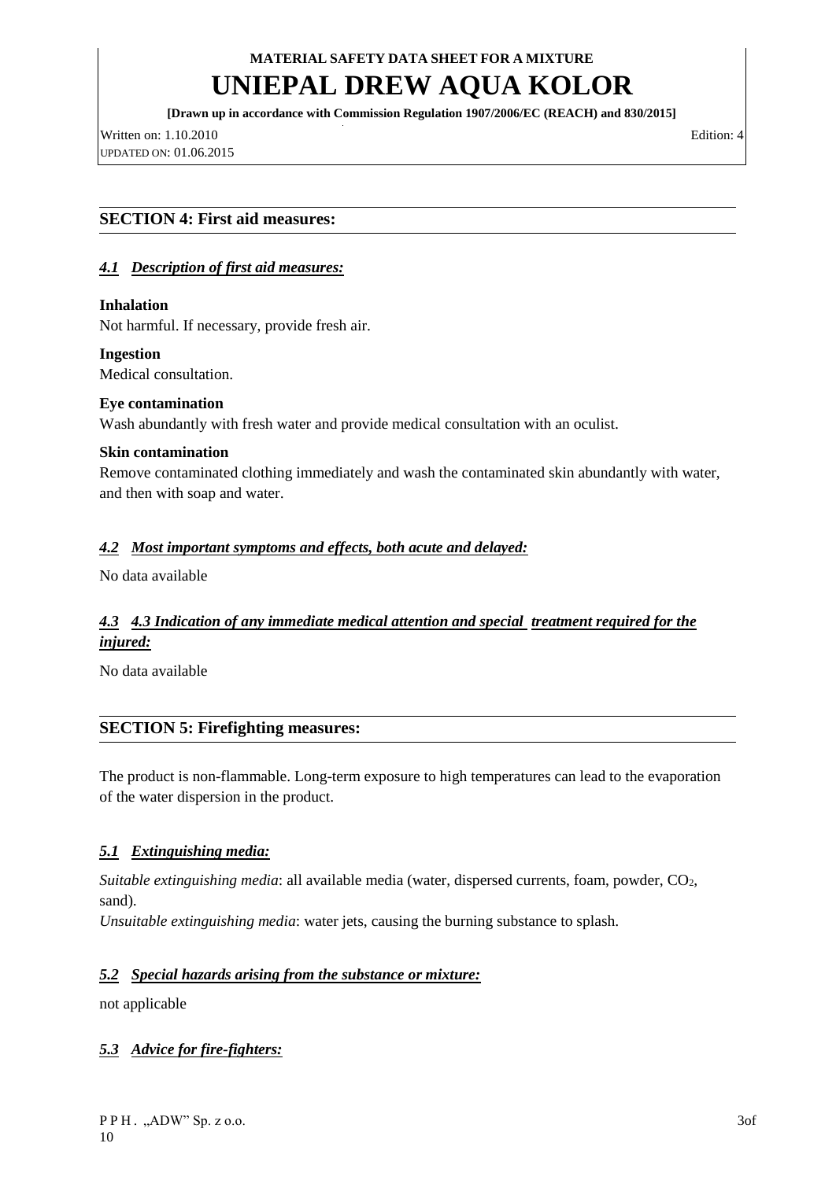## SECTION 4: First aid measures:

### *4.1 Description of first aid measures:*

**Inhalation**
Not harmful. If necessary, provide fresh air.

**Ingestion**
Medical consultation.

**Eye contamination**
Wash abundantly with fresh water and provide medical consultation with an oculist.

**Skin contamination**
Remove contaminated clothing immediately and wash the contaminated skin abundantly with water, and then with soap and water.

### *4.2 Most important symptoms and effects, both acute and delayed:*

No data available

### *4.3 4.3 Indication of any immediate medical attention and special treatment required for the injured:*

No data available

## SECTION 5: Firefighting measures:

The product is non-flammable. Long-term exposure to high temperatures can lead to the evaporation of the water dispersion in the product.

### *5.1 Extinguishing media:*

*Suitable extinguishing media*: all available media (water, dispersed currents, foam, powder, $CO_2$, sand).
*Unsuitable extinguishing media*: water jets, causing the burning substance to splash.

### *5.2 Special hazards arising from the substance or mixture:*

not applicable

### *5.3 Advice for fire-fighters:*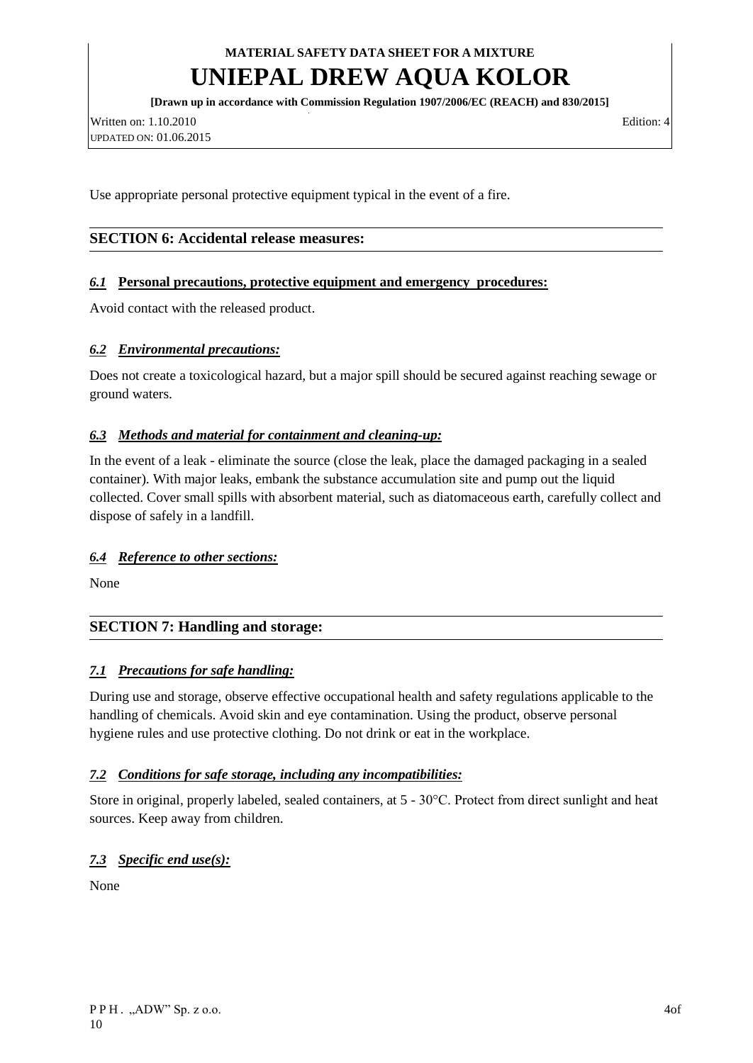Use appropriate personal protective equipment typical in the event of a fire.

## SECTION 6: Accidental release measures:

### *6.1* Personal precautions, protective equipment and emergency procedures:

Avoid contact with the released product.

### *6.2 Environmental precautions:*

Does not create a toxicological hazard, but a major spill should be secured against reaching sewage or ground waters.

### *6.3 Methods and material for containment and cleaning-up:*

In the event of a leak - eliminate the source (close the leak, place the damaged packaging in a sealed container). With major leaks, embank the substance accumulation site and pump out the liquid collected. Cover small spills with absorbent material, such as diatomaceous earth, carefully collect and dispose of safely in a landfill.

### *6.4 Reference to other sections:*

None

## SECTION 7: Handling and storage:

### *7.1 Precautions for safe handling:*

During use and storage, observe effective occupational health and safety regulations applicable to the handling of chemicals. Avoid skin and eye contamination. Using the product, observe personal hygiene rules and use protective clothing. Do not drink or eat in the workplace.

### *7.2 Conditions for safe storage, including any incompatibilities:*

Store in original, properly labeled, sealed containers, at 5 - 30°C. Protect from direct sunlight and heat sources. Keep away from children.

### *7.3 Specific end use(s):*

None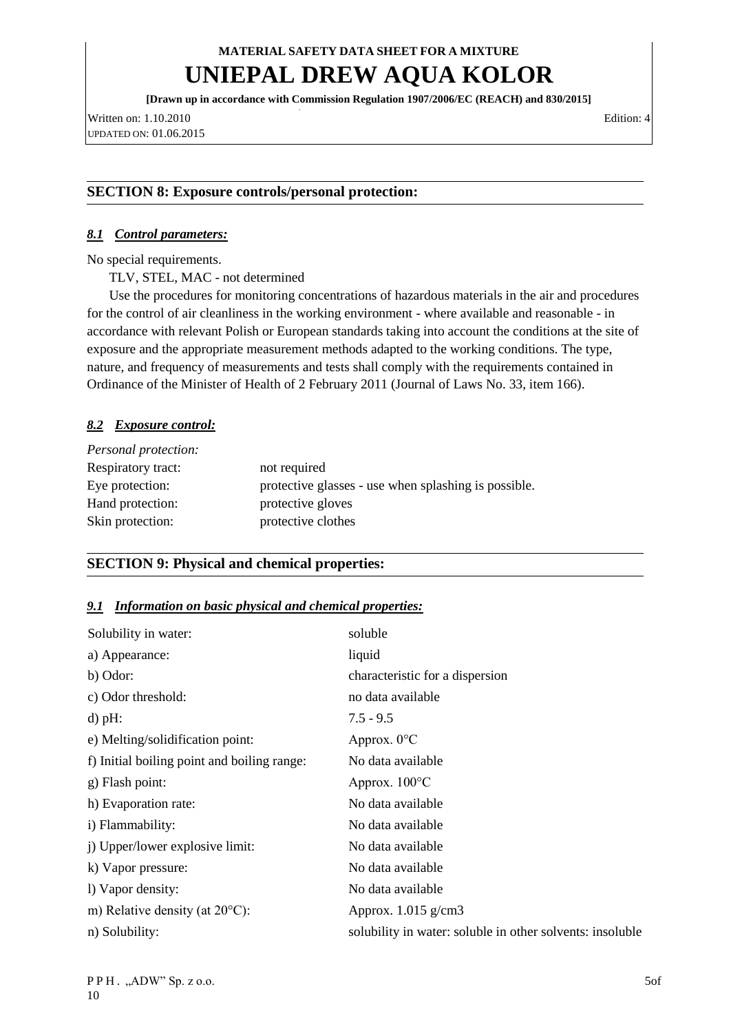## SECTION 8: Exposure controls/personal protection:

### *8.1 Control parameters:*

No special requirements.

TLV, STEL, MAC - not determined

Use the procedures for monitoring concentrations of hazardous materials in the air and procedures for the control of air cleanliness in the working environment - where available and reasonable - in accordance with relevant Polish or European standards taking into account the conditions at the site of exposure and the appropriate measurement methods adapted to the working conditions. The type, nature, and frequency of measurements and tests shall comply with the requirements contained in Ordinance of the Minister of Health of 2 February 2011 (Journal of Laws No. 33, item 166).

### *8.2 Exposure control:*

*Personal protection:*

| | |
|---|---|
| Respiratory tract: | not required |
| Eye protection: | protective glasses - use when splashing is possible. |
| Hand protection: | protective gloves |
| Skin protection: | protective clothes |

## SECTION 9: Physical and chemical properties:

### *9.1 Information on basic physical and chemical properties:*

| | |
|---|---|
| Solubility in water: | soluble |
| a) Appearance: | liquid |
| b) Odor: | characteristic for a dispersion |
| c) Odor threshold: | no data available |
| d) pH: | 7.5 - 9.5 |
| e) Melting/solidification point: | Approx. 0°C |
| f) Initial boiling point and boiling range: | No data available |
| g) Flash point: | Approx. 100°C |
| h) Evaporation rate: | No data available |
| i) Flammability: | No data available |
| j) Upper/lower explosive limit: | No data available |
| k) Vapor pressure: | No data available |
| l) Vapor density: | No data available |
| m) Relative density (at 20°C): | Approx. 1.015 g/cm3 |
| n) Solubility: | solubility in water: soluble in other solvents: insoluble |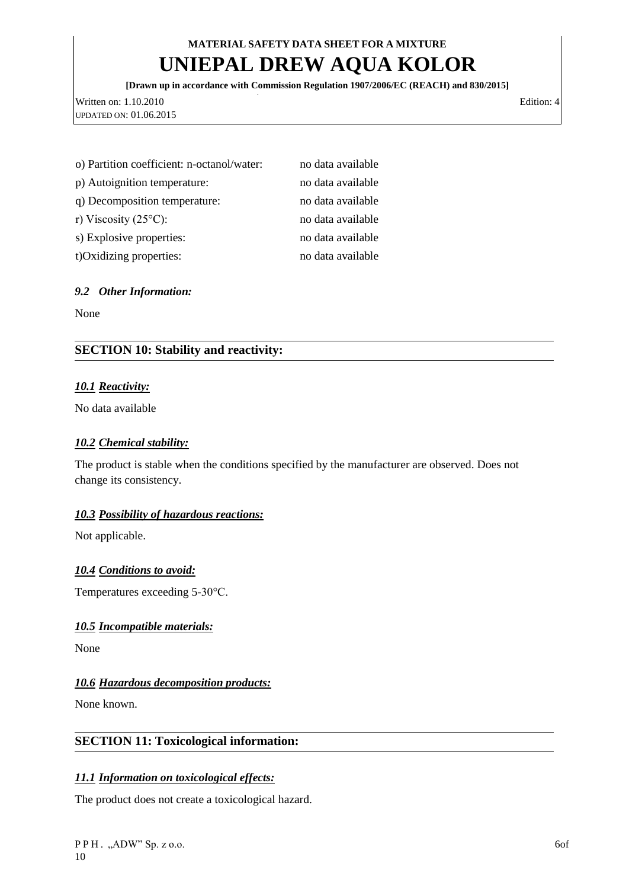o) Partition coefficient: n-octanol/water: no data available

p) Autoignition temperature: no data available

q) Decomposition temperature: no data available

r) Viscosity (25°C): no data available

s) Explosive properties: no data available

t)Oxidizing properties: no data available

### *9.2 Other Information:*

None

## SECTION 10: Stability and reactivity:

### ***10.1 Reactivity:***

No data available

### ***10.2 Chemical stability:***

The product is stable when the conditions specified by the manufacturer are observed. Does not change its consistency.

### ***10.3 Possibility of hazardous reactions:***

Not applicable.

### ***10.4 Conditions to avoid:***

Temperatures exceeding 5-30°C.

### ***10.5 Incompatible materials:***

None

### ***10.6 Hazardous decomposition products:***

None known.

## SECTION 11: Toxicological information:

### ***11.1 Information on toxicological effects:***

The product does not create a toxicological hazard.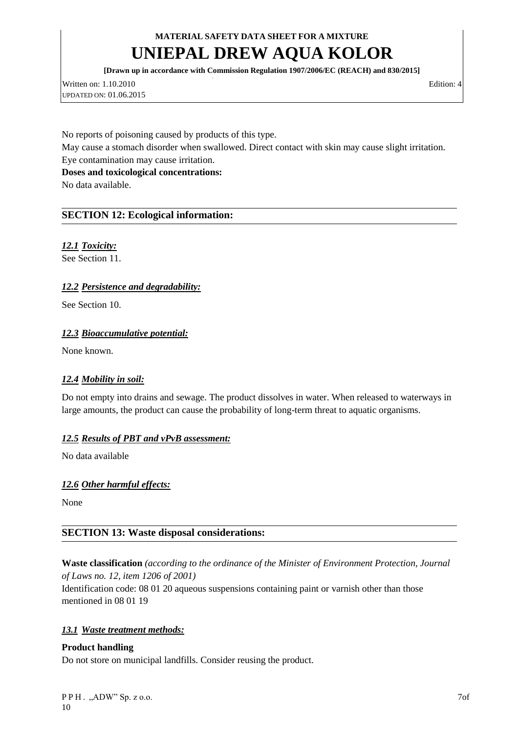No reports of poisoning caused by products of this type.
May cause a stomach disorder when swallowed. Direct contact with skin may cause slight irritation. Eye contamination may cause irritation.

**Doses and toxicological concentrations:**

No data available.

## SECTION 12: Ecological information:

### *12.1 Toxicity:*

See Section 11.

### *12.2 Persistence and degradability:*

See Section 10.

### *12.3 Bioaccumulative potential:*

None known.

### *12.4 Mobility in soil:*

Do not empty into drains and sewage. The product dissolves in water. When released to waterways in large amounts, the product can cause the probability of long-term threat to aquatic organisms.

### *12.5 Results of PBT and vPvB assessment:*

No data available

### *12.6 Other harmful effects:*

None

## SECTION 13: Waste disposal considerations:

**Waste classification** *(according to the ordinance of the Minister of Environment Protection, Journal of Laws no. 12, item 1206 of 2001)*
Identification code: 08 01 20 aqueous suspensions containing paint or varnish other than those mentioned in 08 01 19

### *13.1 Waste treatment methods:*

**Product handling**

Do not store on municipal landfills. Consider reusing the product.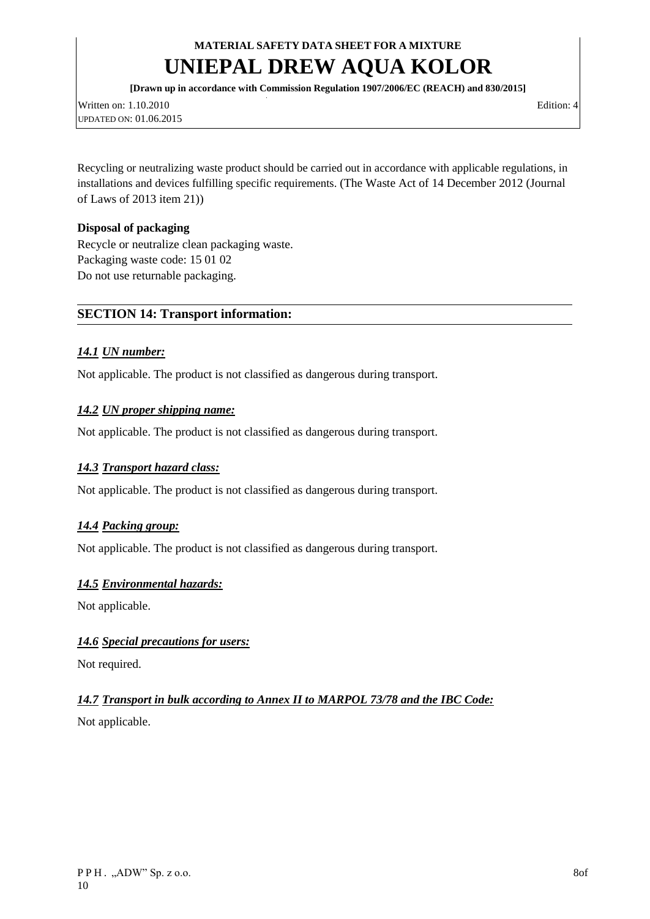Recycling or neutralizing waste product should be carried out in accordance with applicable regulations, in installations and devices fulfilling specific requirements. (The Waste Act of 14 December 2012 (Journal of Laws of 2013 item 21))

**Disposal of packaging**

Recycle or neutralize clean packaging waste.
Packaging waste code: 15 01 02
Do not use returnable packaging.

## SECTION 14: Transport information:

### *14.1 UN number:*

Not applicable. The product is not classified as dangerous during transport.

### *14.2 UN proper shipping name:*

Not applicable. The product is not classified as dangerous during transport.

### *14.3 Transport hazard class:*

Not applicable. The product is not classified as dangerous during transport.

### *14.4 Packing group:*

Not applicable. The product is not classified as dangerous during transport.

### *14.5 Environmental hazards:*

Not applicable.

### *14.6 Special precautions for users:*

Not required.

### *14.7 Transport in bulk according to Annex II to MARPOL 73/78 and the IBC Code:*

Not applicable.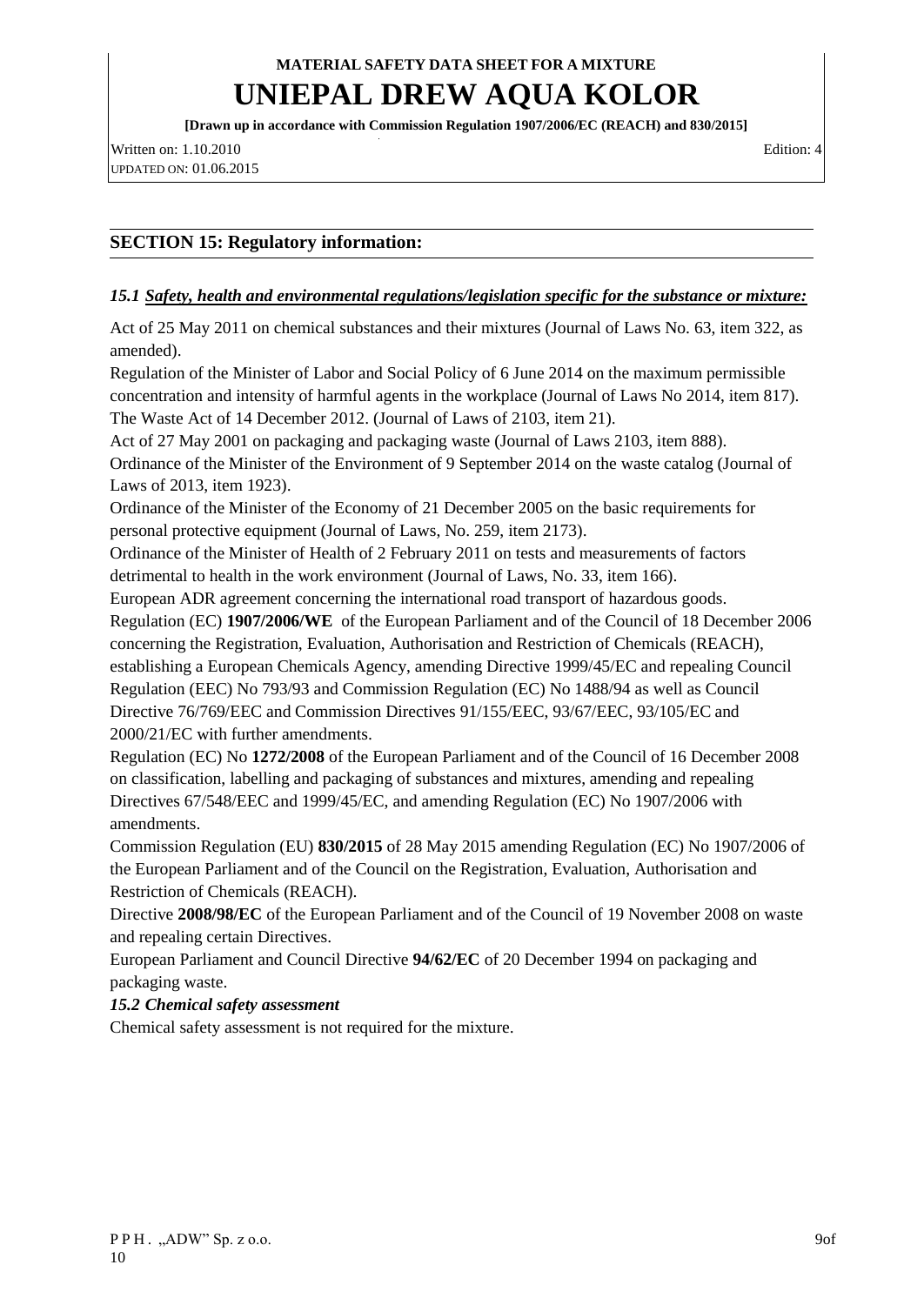## SECTION 15: Regulatory information:

### *15.1 Safety, health and environmental regulations/legislation specific for the substance or mixture:*

Act of 25 May 2011 on chemical substances and their mixtures (Journal of Laws No. 63, item 322, as amended).

Regulation of the Minister of Labor and Social Policy of 6 June 2014 on the maximum permissible concentration and intensity of harmful agents in the workplace (Journal of Laws No 2014, item 817).

The Waste Act of 14 December 2012. (Journal of Laws of 2103, item 21).

Act of 27 May 2001 on packaging and packaging waste (Journal of Laws 2103, item 888).

Ordinance of the Minister of the Environment of 9 September 2014 on the waste catalog (Journal of Laws of 2013, item 1923).

Ordinance of the Minister of the Economy of 21 December 2005 on the basic requirements for personal protective equipment (Journal of Laws, No. 259, item 2173).

Ordinance of the Minister of Health of 2 February 2011 on tests and measurements of factors detrimental to health in the work environment (Journal of Laws, No. 33, item 166).

European ADR agreement concerning the international road transport of hazardous goods.

Regulation (EC) **1907/2006/WE** of the European Parliament and of the Council of 18 December 2006 concerning the Registration, Evaluation, Authorisation and Restriction of Chemicals (REACH), establishing a European Chemicals Agency, amending Directive 1999/45/EC and repealing Council Regulation (EEC) No 793/93 and Commission Regulation (EC) No 1488/94 as well as Council Directive 76/769/EEC and Commission Directives 91/155/EEC, 93/67/EEC, 93/105/EC and 2000/21/EC with further amendments.

Regulation (EC) No **1272/2008** of the European Parliament and of the Council of 16 December 2008 on classification, labelling and packaging of substances and mixtures, amending and repealing Directives 67/548/EEC and 1999/45/EC, and amending Regulation (EC) No 1907/2006 with amendments.

Commission Regulation (EU) **830/2015** of 28 May 2015 amending Regulation (EC) No 1907/2006 of the European Parliament and of the Council on the Registration, Evaluation, Authorisation and Restriction of Chemicals (REACH).

Directive **2008/98/EC** of the European Parliament and of the Council of 19 November 2008 on waste and repealing certain Directives.

European Parliament and Council Directive **94/62/EC** of 20 December 1994 on packaging and packaging waste.

### *15.2 Chemical safety assessment*

Chemical safety assessment is not required for the mixture.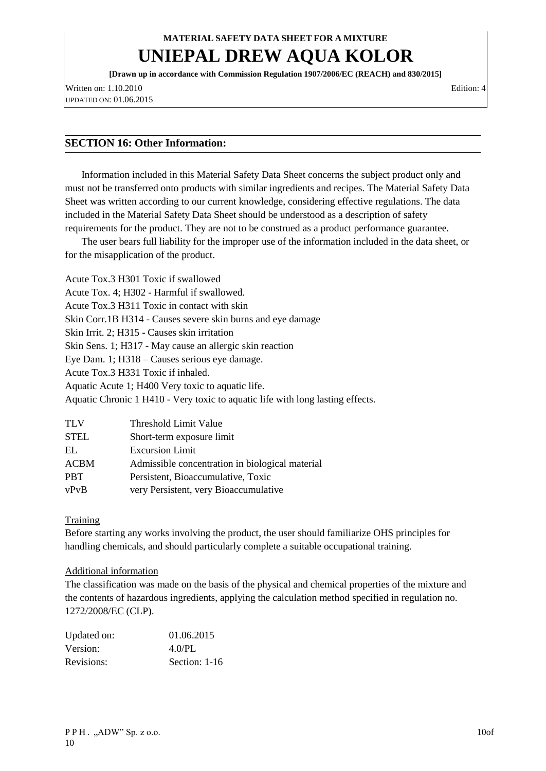## SECTION 16: Other Information:

Information included in this Material Safety Data Sheet concerns the subject product only and must not be transferred onto products with similar ingredients and recipes. The Material Safety Data Sheet was written according to our current knowledge, considering effective regulations. The data included in the Material Safety Data Sheet should be understood as a description of safety requirements for the product. They are not to be construed as a product performance guarantee.

The user bears full liability for the improper use of the information included in the data sheet, or for the misapplication of the product.

Acute Tox.3 H301 Toxic if swallowed
Acute Tox. 4; H302 - Harmful if swallowed.
Acute Tox.3 H311 Toxic in contact with skin
Skin Corr.1B H314 - Causes severe skin burns and eye damage
Skin Irrit. 2; H315 - Causes skin irritation
Skin Sens. 1; H317 - May cause an allergic skin reaction
Eye Dam. 1; H318 – Causes serious eye damage.
Acute Tox.3 H331 Toxic if inhaled.
Aquatic Acute 1; H400 Very toxic to aquatic life.
Aquatic Chronic 1 H410 - Very toxic to aquatic life with long lasting effects.

| | |
|---|---|
| TLV | Threshold Limit Value |
| STEL | Short-term exposure limit |
| EL | Excursion Limit |
| ACBM | Admissible concentration in biological material |
| PBT | Persistent, Bioaccumulative, Toxic |
| vPvB | very Persistent, very Bioaccumulative |

Training

Before starting any works involving the product, the user should familiarize OHS principles for handling chemicals, and should particularly complete a suitable occupational training.

Additional information

The classification was made on the basis of the physical and chemical properties of the mixture and the contents of hazardous ingredients, applying the calculation method specified in regulation no. 1272/2008/EC (CLP).

| | |
|---|---|
| Updated on: | 01.06.2015 |
| Version: | 4.0/PL |
| Revisions: | Section: 1-16 |